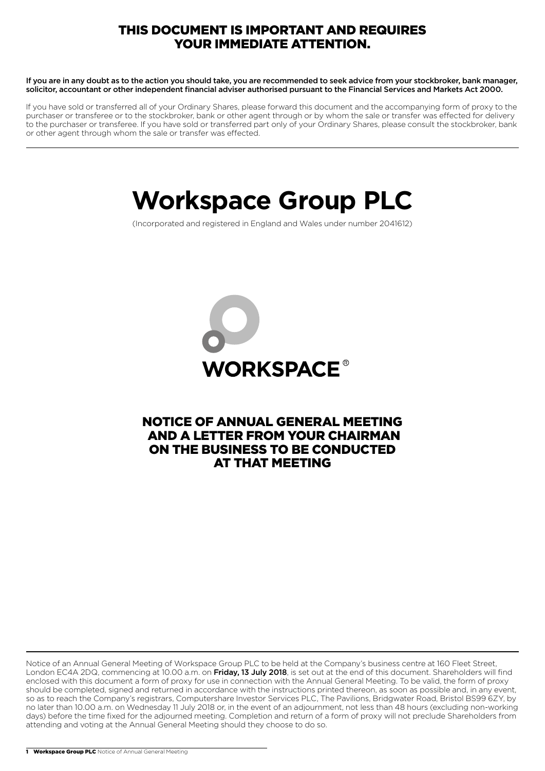**THIS DOCUMENT IS IMPORTANT AND REQUIRES YOUR IMMEDIATE ATTENTION.**

**If you are in any doubt as to the action you should take, you are recommended to seek advice from your stockbroker, bank manager, solicitor, accountant or other independent financial adviser authorised pursuant to the Financial Services and Markets Act 2000.**

If you have sold or transferred all of your Ordinary Shares, please forward this document and the accompanying form of proxy to the purchaser or transferee or to the stockbroker, bank or other agent through or by whom the sale or transfer was effected for delivery to the purchaser or transferee. If you have sold or transferred part only of your Ordinary Shares, please consult the stockbroker, bank or other agent through whom the sale or transfer was effected.

# Workspace Group PLC

(Incorporated and registered in England and Wales under number 2041612)

WORKSPACE®

## NOTICE OF ANNUAL GENERAL MEETING AND A LETTER FROM YOUR CHAIRMAN ON THE BUSINESS TO BE CONDUCTED AT THAT MEETING

Notice of an Annual General Meeting of Workspace Group PLC to be held at the Company's business centre at 160 Fleet Street, London EC4A 2DQ, commencing at 10.00 a.m. on **Friday, 13 July 2018**, is set out at the end of this document. Shareholders will find enclosed with this document a form of proxy for use in connection with the Annual General Meeting. To be valid, the form of proxy should be completed, signed and returned in accordance with the instructions printed thereon, as soon as possible and, in any event, so as to reach the Company's registrars, Computershare Investor Services PLC, The Pavilions, Bridgwater Road, Bristol BS99 6ZY, by no later than 10.00 a.m. on Wednesday 11 July 2018 or, in the event of an adjournment, not less than 48 hours (excluding non-working days) before the time fixed for the adjourned meeting. Completion and return of a form of proxy will not preclude Shareholders from attending and voting at the Annual General Meeting should they choose to do so.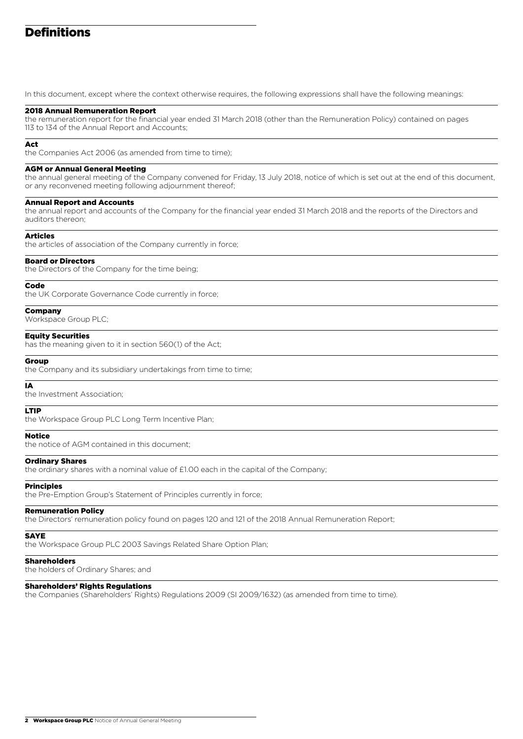# Definitions

In this document, except where the context otherwise requires, the following expressions shall have the following meanings:

**2018 Annual Remuneration Report**
the remuneration report for the financial year ended 31 March 2018 (other than the Remuneration Policy) contained on pages 113 to 134 of the Annual Report and Accounts;

**Act**
the Companies Act 2006 (as amended from time to time);

**AGM or Annual General Meeting**
the annual general meeting of the Company convened for Friday, 13 July 2018, notice of which is set out at the end of this document, or any reconvened meeting following adjournment thereof;

**Annual Report and Accounts**
the annual report and accounts of the Company for the financial year ended 31 March 2018 and the reports of the Directors and auditors thereon;

**Articles**
the articles of association of the Company currently in force;

**Board or Directors**
the Directors of the Company for the time being;

**Code**
the UK Corporate Governance Code currently in force;

**Company**
Workspace Group PLC;

**Equity Securities**
has the meaning given to it in section 560(1) of the Act;

**Group**
the Company and its subsidiary undertakings from time to time;

**IA**
the Investment Association;

**LTIP**
the Workspace Group PLC Long Term Incentive Plan;

**Notice**
the notice of AGM contained in this document;

**Ordinary Shares**
the ordinary shares with a nominal value of £1.00 each in the capital of the Company;

**Principles**
the Pre-Emption Group's Statement of Principles currently in force;

**Remuneration Policy**
the Directors' remuneration policy found on pages 120 and 121 of the 2018 Annual Remuneration Report;

**SAYE**
the Workspace Group PLC 2003 Savings Related Share Option Plan;

**Shareholders**
the holders of Ordinary Shares; and

**Shareholders' Rights Regulations**
the Companies (Shareholders' Rights) Regulations 2009 (SI 2009/1632) (as amended from time to time).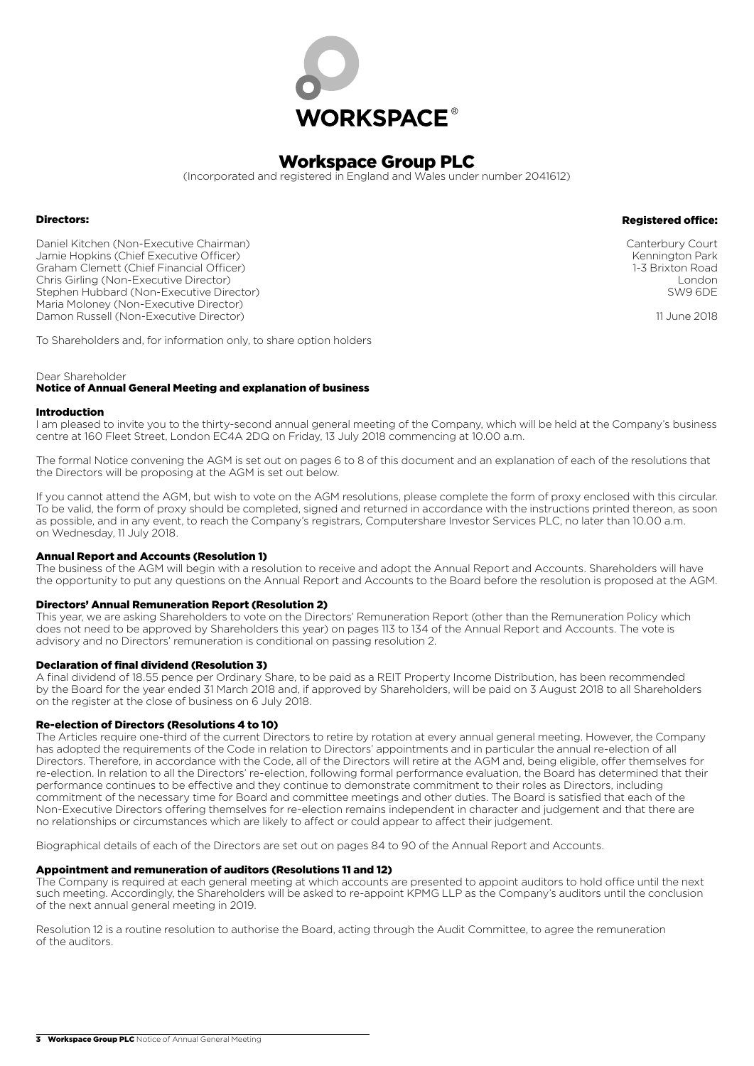WORKSPACE®

# Workspace Group PLC

(Incorporated and registered in England and Wales under number 2041612)

**Directors:**

Daniel Kitchen (Non-Executive Chairman)
Jamie Hopkins (Chief Executive Officer)
Graham Clemett (Chief Financial Officer)
Chris Girling (Non-Executive Director)
Stephen Hubbard (Non-Executive Director)
Maria Moloney (Non-Executive Director)
Damon Russell (Non-Executive Director)

**Registered office:**

Canterbury Court
Kennington Park
1-3 Brixton Road
London
SW9 6DE

11 June 2018

To Shareholders and, for information only, to share option holders

Dear Shareholder

## Notice of Annual General Meeting and explanation of business

### Introduction

I am pleased to invite you to the thirty-second annual general meeting of the Company, which will be held at the Company's business centre at 160 Fleet Street, London EC4A 2DQ on Friday, 13 July 2018 commencing at 10.00 a.m.

The formal Notice convening the AGM is set out on pages 6 to 8 of this document and an explanation of each of the resolutions that the Directors will be proposing at the AGM is set out below.

If you cannot attend the AGM, but wish to vote on the AGM resolutions, please complete the form of proxy enclosed with this circular. To be valid, the form of proxy should be completed, signed and returned in accordance with the instructions printed thereon, as soon as possible, and in any event, to reach the Company's registrars, Computershare Investor Services PLC, no later than 10.00 a.m. on Wednesday, 11 July 2018.

### Annual Report and Accounts (Resolution 1)

The business of the AGM will begin with a resolution to receive and adopt the Annual Report and Accounts. Shareholders will have the opportunity to put any questions on the Annual Report and Accounts to the Board before the resolution is proposed at the AGM.

### Directors' Annual Remuneration Report (Resolution 2)

This year, we are asking Shareholders to vote on the Directors' Remuneration Report (other than the Remuneration Policy which does not need to be approved by Shareholders this year) on pages 113 to 134 of the Annual Report and Accounts. The vote is advisory and no Directors' remuneration is conditional on passing resolution 2.

### Declaration of final dividend (Resolution 3)

A final dividend of 18.55 pence per Ordinary Share, to be paid as a REIT Property Income Distribution, has been recommended by the Board for the year ended 31 March 2018 and, if approved by Shareholders, will be paid on 3 August 2018 to all Shareholders on the register at the close of business on 6 July 2018.

### Re-election of Directors (Resolutions 4 to 10)

The Articles require one-third of the current Directors to retire by rotation at every annual general meeting. However, the Company has adopted the requirements of the Code in relation to Directors' appointments and in particular the annual re-election of all Directors. Therefore, in accordance with the Code, all of the Directors will retire at the AGM and, being eligible, offer themselves for re-election. In relation to all the Directors' re-election, following formal performance evaluation, the Board has determined that their performance continues to be effective and they continue to demonstrate commitment to their roles as Directors, including commitment of the necessary time for Board and committee meetings and other duties. The Board is satisfied that each of the Non-Executive Directors offering themselves for re-election remains independent in character and judgement and that there are no relationships or circumstances which are likely to affect or could appear to affect their judgement.

Biographical details of each of the Directors are set out on pages 84 to 90 of the Annual Report and Accounts.

### Appointment and remuneration of auditors (Resolutions 11 and 12)

The Company is required at each general meeting at which accounts are presented to appoint auditors to hold office until the next such meeting. Accordingly, the Shareholders will be asked to re-appoint KPMG LLP as the Company's auditors until the conclusion of the next annual general meeting in 2019.

Resolution 12 is a routine resolution to authorise the Board, acting through the Audit Committee, to agree the remuneration of the auditors.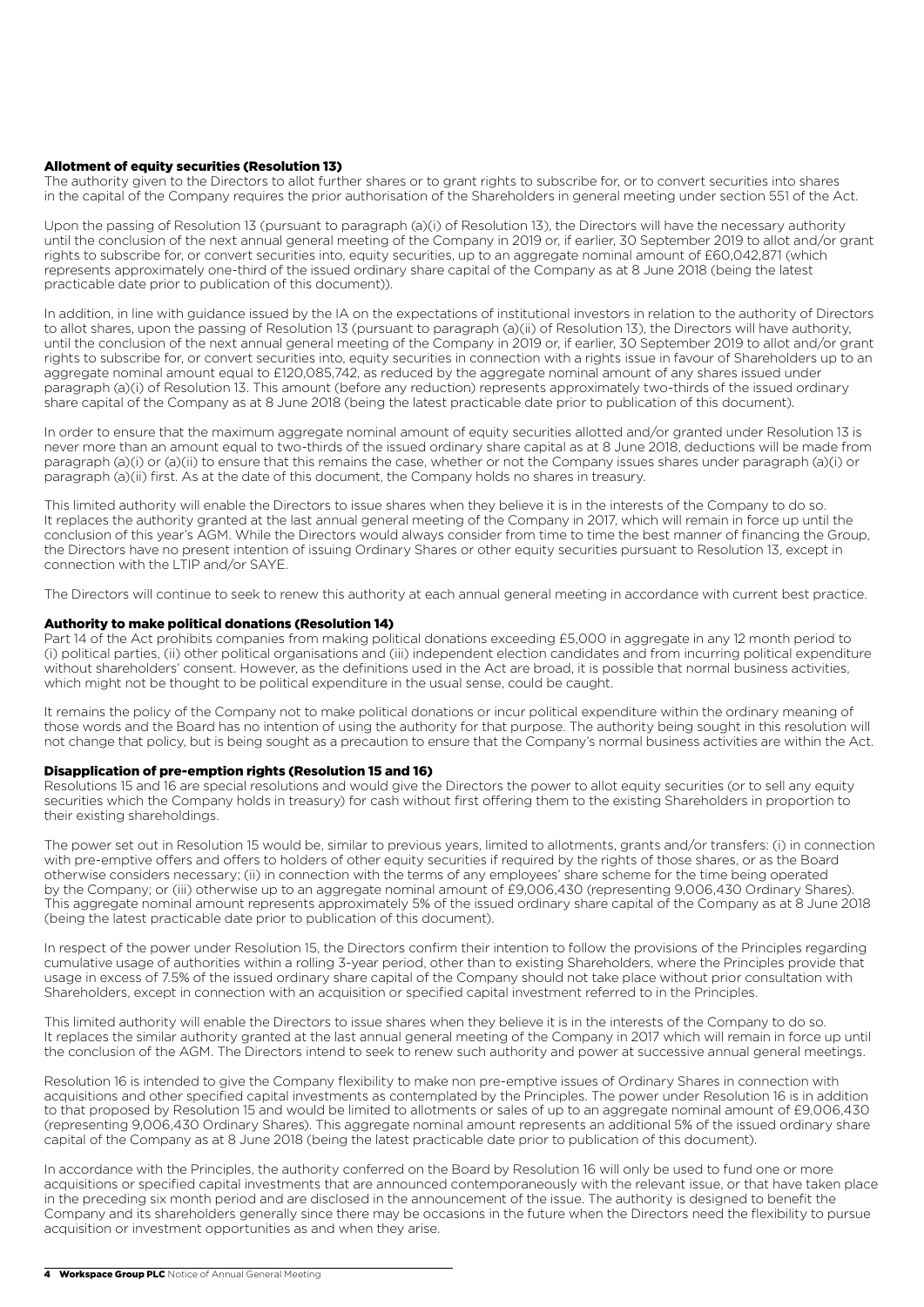### Allotment of equity securities (Resolution 13)

The authority given to the Directors to allot further shares or to grant rights to subscribe for, or to convert securities into shares in the capital of the Company requires the prior authorisation of the Shareholders in general meeting under section 551 of the Act.

Upon the passing of Resolution 13 (pursuant to paragraph (a)(i) of Resolution 13), the Directors will have the necessary authority until the conclusion of the next annual general meeting of the Company in 2019 or, if earlier, 30 September 2019 to allot and/or grant rights to subscribe for, or convert securities into, equity securities, up to an aggregate nominal amount of £60,042,871 (which represents approximately one-third of the issued ordinary share capital of the Company as at 8 June 2018 (being the latest practicable date prior to publication of this document)).

In addition, in line with guidance issued by the IA on the expectations of institutional investors in relation to the authority of Directors to allot shares, upon the passing of Resolution 13 (pursuant to paragraph (a)(ii) of Resolution 13), the Directors will have authority, until the conclusion of the next annual general meeting of the Company in 2019 or, if earlier, 30 September 2019 to allot and/or grant rights to subscribe for, or convert securities into, equity securities in connection with a rights issue in favour of Shareholders up to an aggregate nominal amount equal to £120,085,742, as reduced by the aggregate nominal amount of any shares issued under paragraph (a)(i) of Resolution 13. This amount (before any reduction) represents approximately two-thirds of the issued ordinary share capital of the Company as at 8 June 2018 (being the latest practicable date prior to publication of this document).

In order to ensure that the maximum aggregate nominal amount of equity securities allotted and/or granted under Resolution 13 is never more than an amount equal to two-thirds of the issued ordinary share capital as at 8 June 2018, deductions will be made from paragraph (a)(i) or (a)(ii) to ensure that this remains the case, whether or not the Company issues shares under paragraph (a)(i) or paragraph (a)(ii) first. As at the date of this document, the Company holds no shares in treasury.

This limited authority will enable the Directors to issue shares when they believe it is in the interests of the Company to do so. It replaces the authority granted at the last annual general meeting of the Company in 2017, which will remain in force up until the conclusion of this year's AGM. While the Directors would always consider from time to time the best manner of financing the Group, the Directors have no present intention of issuing Ordinary Shares or other equity securities pursuant to Resolution 13, except in connection with the LTIP and/or SAYE.

The Directors will continue to seek to renew this authority at each annual general meeting in accordance with current best practice.

### Authority to make political donations (Resolution 14)

Part 14 of the Act prohibits companies from making political donations exceeding £5,000 in aggregate in any 12 month period to (i) political parties, (ii) other political organisations and (iii) independent election candidates and from incurring political expenditure without shareholders' consent. However, as the definitions used in the Act are broad, it is possible that normal business activities, which might not be thought to be political expenditure in the usual sense, could be caught.

It remains the policy of the Company not to make political donations or incur political expenditure within the ordinary meaning of those words and the Board has no intention of using the authority for that purpose. The authority being sought in this resolution will not change that policy, but is being sought as a precaution to ensure that the Company's normal business activities are within the Act.

### Disapplication of pre-emption rights (Resolution 15 and 16)

Resolutions 15 and 16 are special resolutions and would give the Directors the power to allot equity securities (or to sell any equity securities which the Company holds in treasury) for cash without first offering them to the existing Shareholders in proportion to their existing shareholdings.

The power set out in Resolution 15 would be, similar to previous years, limited to allotments, grants and/or transfers: (i) in connection with pre-emptive offers and offers to holders of other equity securities if required by the rights of those shares, or as the Board otherwise considers necessary; (ii) in connection with the terms of any employees' share scheme for the time being operated by the Company; or (iii) otherwise up to an aggregate nominal amount of £9,006,430 (representing 9,006,430 Ordinary Shares). This aggregate nominal amount represents approximately 5% of the issued ordinary share capital of the Company as at 8 June 2018 (being the latest practicable date prior to publication of this document).

In respect of the power under Resolution 15, the Directors confirm their intention to follow the provisions of the Principles regarding cumulative usage of authorities within a rolling 3-year period, other than to existing Shareholders, where the Principles provide that usage in excess of 7.5% of the issued ordinary share capital of the Company should not take place without prior consultation with Shareholders, except in connection with an acquisition or specified capital investment referred to in the Principles.

This limited authority will enable the Directors to issue shares when they believe it is in the interests of the Company to do so. It replaces the similar authority granted at the last annual general meeting of the Company in 2017 which will remain in force up until the conclusion of the AGM. The Directors intend to seek to renew such authority and power at successive annual general meetings.

Resolution 16 is intended to give the Company flexibility to make non pre-emptive issues of Ordinary Shares in connection with acquisitions and other specified capital investments as contemplated by the Principles. The power under Resolution 16 is in addition to that proposed by Resolution 15 and would be limited to allotments or sales of up to an aggregate nominal amount of £9,006,430 (representing 9,006,430 Ordinary Shares). This aggregate nominal amount represents an additional 5% of the issued ordinary share capital of the Company as at 8 June 2018 (being the latest practicable date prior to publication of this document).

In accordance with the Principles, the authority conferred on the Board by Resolution 16 will only be used to fund one or more acquisitions or specified capital investments that are announced contemporaneously with the relevant issue, or that have taken place in the preceding six month period and are disclosed in the announcement of the issue. The authority is designed to benefit the Company and its shareholders generally since there may be occasions in the future when the Directors need the flexibility to pursue acquisition or investment opportunities as and when they arise.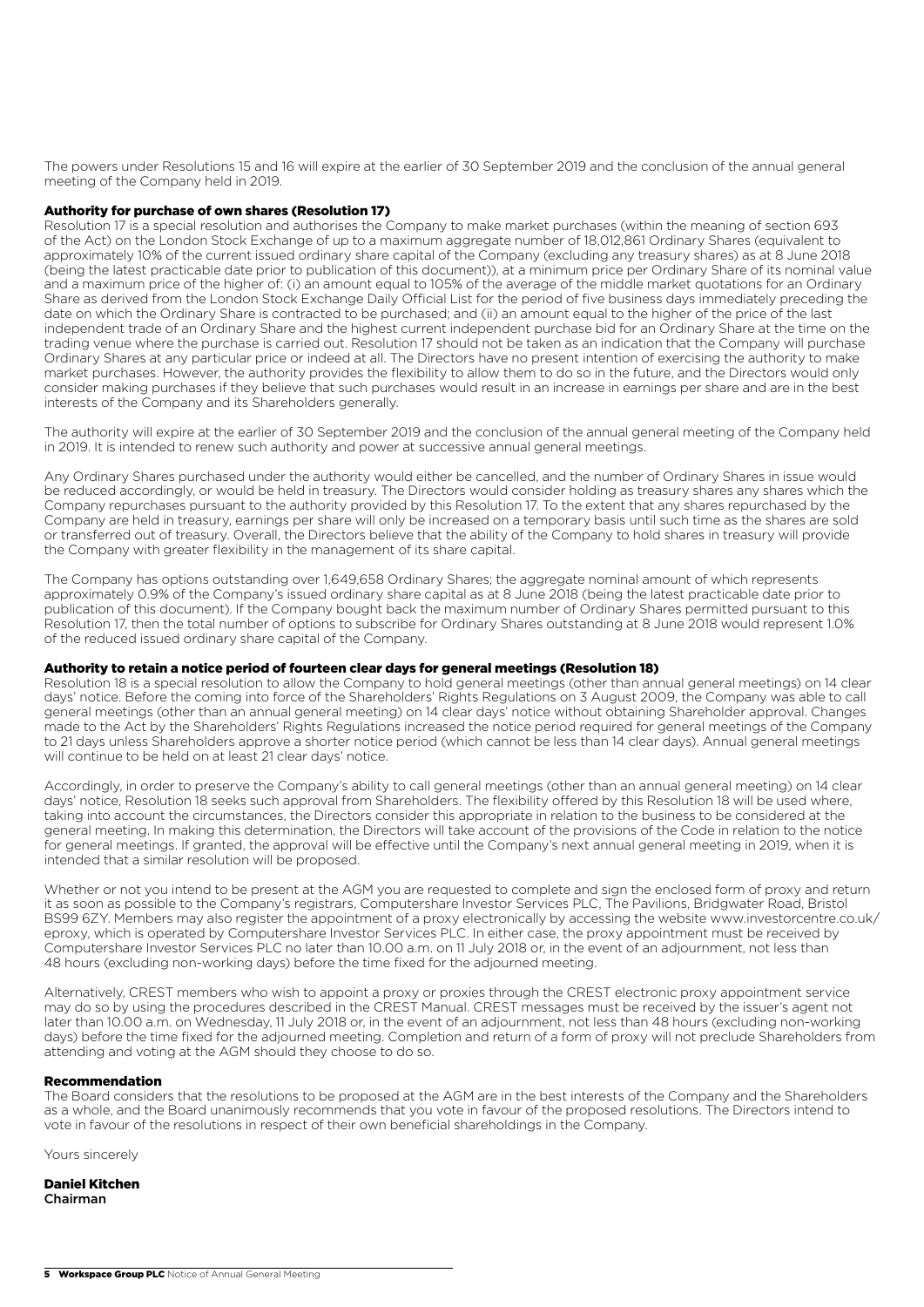The powers under Resolutions 15 and 16 will expire at the earlier of 30 September 2019 and the conclusion of the annual general meeting of the Company held in 2019.

### Authority for purchase of own shares (Resolution 17)

Resolution 17 is a special resolution and authorises the Company to make market purchases (within the meaning of section 693 of the Act) on the London Stock Exchange of up to a maximum aggregate number of 18,012,861 Ordinary Shares (equivalent to approximately 10% of the current issued ordinary share capital of the Company (excluding any treasury shares) as at 8 June 2018 (being the latest practicable date prior to publication of this document)), at a minimum price per Ordinary Share of its nominal value and a maximum price of the higher of: (i) an amount equal to 105% of the average of the middle market quotations for an Ordinary Share as derived from the London Stock Exchange Daily Official List for the period of five business days immediately preceding the date on which the Ordinary Share is contracted to be purchased; and (ii) an amount equal to the higher of the price of the last independent trade of an Ordinary Share and the highest current independent purchase bid for an Ordinary Share at the time on the trading venue where the purchase is carried out. Resolution 17 should not be taken as an indication that the Company will purchase Ordinary Shares at any particular price or indeed at all. The Directors have no present intention of exercising the authority to make market purchases. However, the authority provides the flexibility to allow them to do so in the future, and the Directors would only consider making purchases if they believe that such purchases would result in an increase in earnings per share and are in the best interests of the Company and its Shareholders generally.

The authority will expire at the earlier of 30 September 2019 and the conclusion of the annual general meeting of the Company held in 2019. It is intended to renew such authority and power at successive annual general meetings.

Any Ordinary Shares purchased under the authority would either be cancelled, and the number of Ordinary Shares in issue would be reduced accordingly, or would be held in treasury. The Directors would consider holding as treasury shares any shares which the Company repurchases pursuant to the authority provided by this Resolution 17. To the extent that any shares repurchased by the Company are held in treasury, earnings per share will only be increased on a temporary basis until such time as the shares are sold or transferred out of treasury. Overall, the Directors believe that the ability of the Company to hold shares in treasury will provide the Company with greater flexibility in the management of its share capital.

The Company has options outstanding over 1,649,658 Ordinary Shares; the aggregate nominal amount of which represents approximately 0.9% of the Company's issued ordinary share capital as at 8 June 2018 (being the latest practicable date prior to publication of this document). If the Company bought back the maximum number of Ordinary Shares permitted pursuant to this Resolution 17, then the total number of options to subscribe for Ordinary Shares outstanding at 8 June 2018 would represent 1.0% of the reduced issued ordinary share capital of the Company.

### Authority to retain a notice period of fourteen clear days for general meetings (Resolution 18)

Resolution 18 is a special resolution to allow the Company to hold general meetings (other than annual general meetings) on 14 clear days' notice. Before the coming into force of the Shareholders' Rights Regulations on 3 August 2009, the Company was able to call general meetings (other than an annual general meeting) on 14 clear days' notice without obtaining Shareholder approval. Changes made to the Act by the Shareholders' Rights Regulations increased the notice period required for general meetings of the Company to 21 days unless Shareholders approve a shorter notice period (which cannot be less than 14 clear days). Annual general meetings will continue to be held on at least 21 clear days' notice.

Accordingly, in order to preserve the Company's ability to call general meetings (other than an annual general meeting) on 14 clear days' notice, Resolution 18 seeks such approval from Shareholders. The flexibility offered by this Resolution 18 will be used where, taking into account the circumstances, the Directors consider this appropriate in relation to the business to be considered at the general meeting. In making this determination, the Directors will take account of the provisions of the Code in relation to the notice for general meetings. If granted, the approval will be effective until the Company's next annual general meeting in 2019, when it is intended that a similar resolution will be proposed.

Whether or not you intend to be present at the AGM you are requested to complete and sign the enclosed form of proxy and return it as soon as possible to the Company's registrars, Computershare Investor Services PLC, The Pavilions, Bridgwater Road, Bristol BS99 6ZY. Members may also register the appointment of a proxy electronically by accessing the website www.investorcentre.co.uk/eproxy, which is operated by Computershare Investor Services PLC. In either case, the proxy appointment must be received by Computershare Investor Services PLC no later than 10.00 a.m. on 11 July 2018 or, in the event of an adjournment, not less than 48 hours (excluding non-working days) before the time fixed for the adjourned meeting.

Alternatively, CREST members who wish to appoint a proxy or proxies through the CREST electronic proxy appointment service may do so by using the procedures described in the CREST Manual. CREST messages must be received by the issuer's agent not later than 10.00 a.m. on Wednesday, 11 July 2018 or, in the event of an adjournment, not less than 48 hours (excluding non-working days) before the time fixed for the adjourned meeting. Completion and return of a form of proxy will not preclude Shareholders from attending and voting at the AGM should they choose to do so.

### Recommendation

The Board considers that the resolutions to be proposed at the AGM are in the best interests of the Company and the Shareholders as a whole, and the Board unanimously recommends that you vote in favour of the proposed resolutions. The Directors intend to vote in favour of the resolutions in respect of their own beneficial shareholdings in the Company.

Yours sincerely

**Daniel Kitchen**
Chairman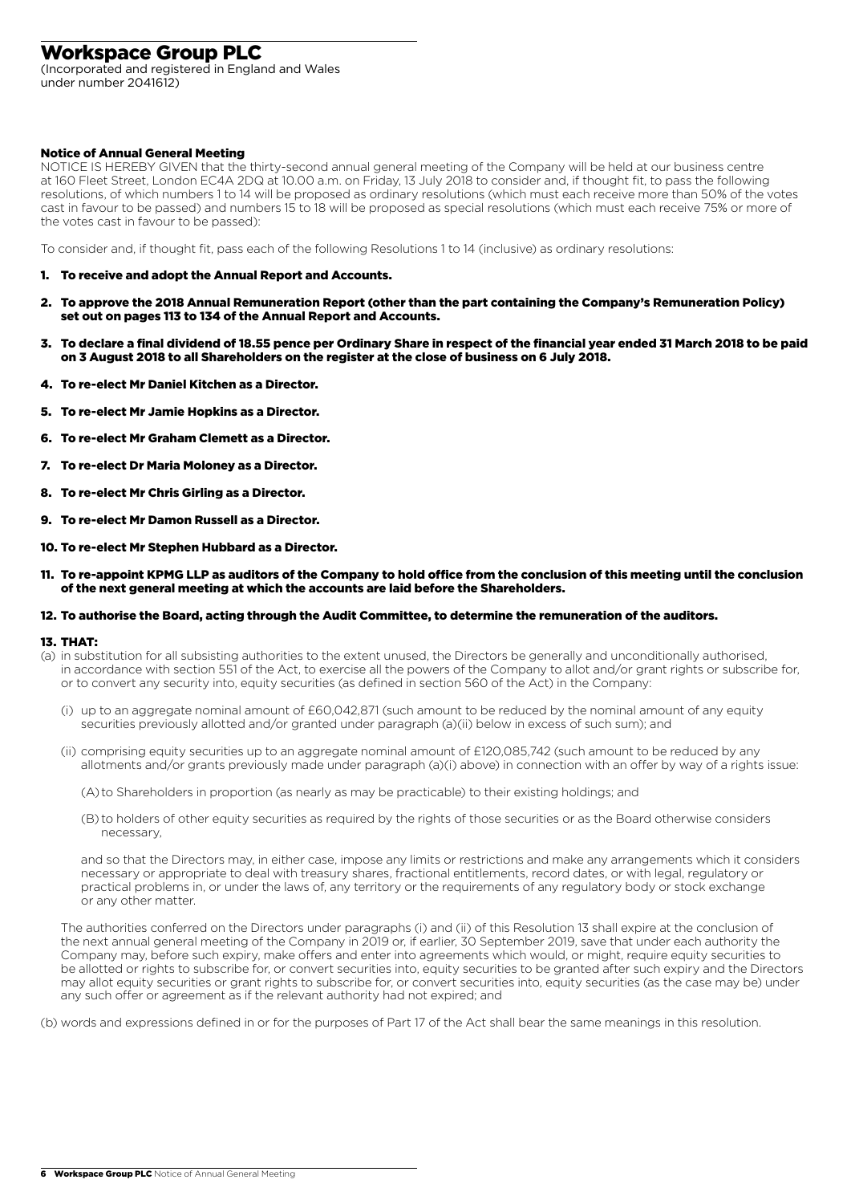# Workspace Group PLC

(Incorporated and registered in England and Wales under number 2041612)

## Notice of Annual General Meeting

NOTICE IS HEREBY GIVEN that the thirty-second annual general meeting of the Company will be held at our business centre at 160 Fleet Street, London EC4A 2DQ at 10.00 a.m. on Friday, 13 July 2018 to consider and, if thought fit, to pass the following resolutions, of which numbers 1 to 14 will be proposed as ordinary resolutions (which must each receive more than 50% of the votes cast in favour to be passed) and numbers 15 to 18 will be proposed as special resolutions (which must each receive 75% or more of the votes cast in favour to be passed):

To consider and, if thought fit, pass each of the following Resolutions 1 to 14 (inclusive) as ordinary resolutions:

1. **To receive and adopt the Annual Report and Accounts.**
2. **To approve the 2018 Annual Remuneration Report (other than the part containing the Company's Remuneration Policy) set out on pages 113 to 134 of the Annual Report and Accounts.**
3. **To declare a final dividend of 18.55 pence per Ordinary Share in respect of the financial year ended 31 March 2018 to be paid on 3 August 2018 to all Shareholders on the register at the close of business on 6 July 2018.**
4. **To re-elect Mr Daniel Kitchen as a Director.**
5. **To re-elect Mr Jamie Hopkins as a Director.**
6. **To re-elect Mr Graham Clemett as a Director.**
7. **To re-elect Dr Maria Moloney as a Director.**
8. **To re-elect Mr Chris Girling as a Director.**
9. **To re-elect Mr Damon Russell as a Director.**
10. **To re-elect Mr Stephen Hubbard as a Director.**
11. **To re-appoint KPMG LLP as auditors of the Company to hold office from the conclusion of this meeting until the conclusion of the next general meeting at which the accounts are laid before the Shareholders.**
12. **To authorise the Board, acting through the Audit Committee, to determine the remuneration of the auditors.**
13. **THAT:**

(a) in substitution for all subsisting authorities to the extent unused, the Directors be generally and unconditionally authorised, in accordance with section 551 of the Act, to exercise all the powers of the Company to allot and/or grant rights or subscribe for, or to convert any security into, equity securities (as defined in section 560 of the Act) in the Company:

(i) up to an aggregate nominal amount of £60,042,871 (such amount to be reduced by the nominal amount of any equity securities previously allotted and/or granted under paragraph (a)(ii) below in excess of such sum); and

(ii) comprising equity securities up to an aggregate nominal amount of £120,085,742 (such amount to be reduced by any allotments and/or grants previously made under paragraph (a)(i) above) in connection with an offer by way of a rights issue:

(A) to Shareholders in proportion (as nearly as may be practicable) to their existing holdings; and

(B) to holders of other equity securities as required by the rights of those securities or as the Board otherwise considers necessary,

and so that the Directors may, in either case, impose any limits or restrictions and make any arrangements which it considers necessary or appropriate to deal with treasury shares, fractional entitlements, record dates, or with legal, regulatory or practical problems in, or under the laws of, any territory or the requirements of any regulatory body or stock exchange or any other matter.

The authorities conferred on the Directors under paragraphs (i) and (ii) of this Resolution 13 shall expire at the conclusion of the next annual general meeting of the Company in 2019 or, if earlier, 30 September 2019, save that under each authority the Company may, before such expiry, make offers and enter into agreements which would, or might, require equity securities to be allotted or rights to subscribe for, or convert securities into, equity securities to be granted after such expiry and the Directors may allot equity securities or grant rights to subscribe for, or convert securities into, equity securities (as the case may be) under any such offer or agreement as if the relevant authority had not expired; and

(b) words and expressions defined in or for the purposes of Part 17 of the Act shall bear the same meanings in this resolution.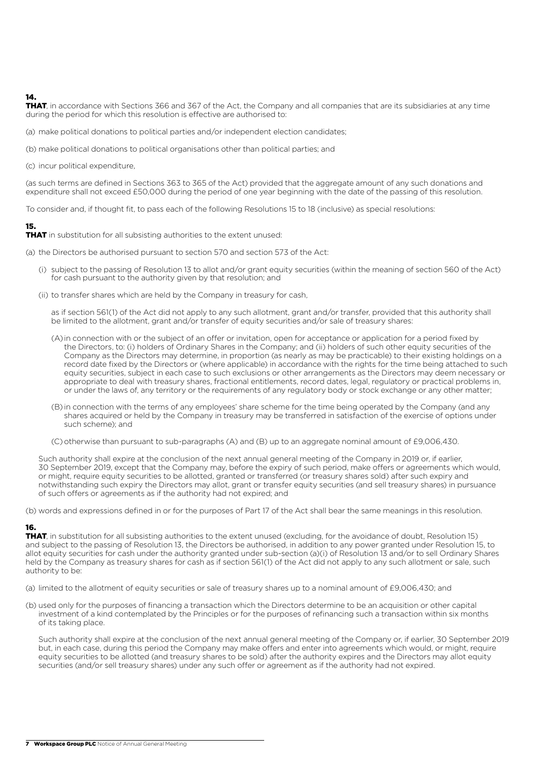### 14.

**THAT**, in accordance with Sections 366 and 367 of the Act, the Company and all companies that are its subsidiaries at any time during the period for which this resolution is effective are authorised to:

(a) make political donations to political parties and/or independent election candidates;

(b) make political donations to political organisations other than political parties; and

(c) incur political expenditure,

(as such terms are defined in Sections 363 to 365 of the Act) provided that the aggregate amount of any such donations and expenditure shall not exceed £50,000 during the period of one year beginning with the date of the passing of this resolution.

To consider and, if thought fit, to pass each of the following Resolutions 15 to 18 (inclusive) as special resolutions:

### 15.

**THAT** in substitution for all subsisting authorities to the extent unused:

(a) the Directors be authorised pursuant to section 570 and section 573 of the Act:

- (i) subject to the passing of Resolution 13 to allot and/or grant equity securities (within the meaning of section 560 of the Act) for cash pursuant to the authority given by that resolution; and
- (ii) to transfer shares which are held by the Company in treasury for cash,

  as if section 561(1) of the Act did not apply to any such allotment, grant and/or transfer, provided that this authority shall be limited to the allotment, grant and/or transfer of equity securities and/or sale of treasury shares:

  - (A) in connection with or the subject of an offer or invitation, open for acceptance or application for a period fixed by the Directors, to: (i) holders of Ordinary Shares in the Company; and (ii) holders of such other equity securities of the Company as the Directors may determine, in proportion (as nearly as may be practicable) to their existing holdings on a record date fixed by the Directors or (where applicable) in accordance with the rights for the time being attached to such equity securities, subject in each case to such exclusions or other arrangements as the Directors may deem necessary or appropriate to deal with treasury shares, fractional entitlements, record dates, legal, regulatory or practical problems in, or under the laws of, any territory or the requirements of any regulatory body or stock exchange or any other matter;
  - (B) in connection with the terms of any employees' share scheme for the time being operated by the Company (and any shares acquired or held by the Company in treasury may be transferred in satisfaction of the exercise of options under such scheme); and
  - (C) otherwise than pursuant to sub-paragraphs (A) and (B) up to an aggregate nominal amount of £9,006,430.

  Such authority shall expire at the conclusion of the next annual general meeting of the Company in 2019 or, if earlier, 30 September 2019, except that the Company may, before the expiry of such period, make offers or agreements which would, or might, require equity securities to be allotted, granted or transferred (or treasury shares sold) after such expiry and notwithstanding such expiry the Directors may allot, grant or transfer equity securities (and sell treasury shares) in pursuance of such offers or agreements as if the authority had not expired; and

(b) words and expressions defined in or for the purposes of Part 17 of the Act shall bear the same meanings in this resolution.

### 16.

**THAT**, in substitution for all subsisting authorities to the extent unused (excluding, for the avoidance of doubt, Resolution 15) and subject to the passing of Resolution 13, the Directors be authorised, in addition to any power granted under Resolution 15, to allot equity securities for cash under the authority granted under sub-section (a)(i) of Resolution 13 and/or to sell Ordinary Shares held by the Company as treasury shares for cash as if section 561(1) of the Act did not apply to any such allotment or sale, such authority to be:

(a) limited to the allotment of equity securities or sale of treasury shares up to a nominal amount of £9,006,430; and

(b) used only for the purposes of financing a transaction which the Directors determine to be an acquisition or other capital investment of a kind contemplated by the Principles or for the purposes of refinancing such a transaction within six months of its taking place.

Such authority shall expire at the conclusion of the next annual general meeting of the Company or, if earlier, 30 September 2019 but, in each case, during this period the Company may make offers and enter into agreements which would, or might, require equity securities to be allotted (and treasury shares to be sold) after the authority expires and the Directors may allot equity securities (and/or sell treasury shares) under any such offer or agreement as if the authority had not expired.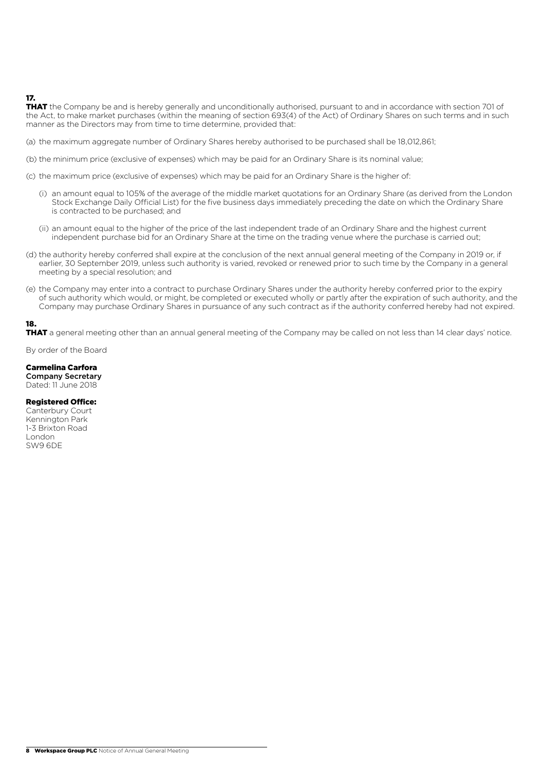### 17.

**THAT** the Company be and is hereby generally and unconditionally authorised, pursuant to and in accordance with section 701 of the Act, to make market purchases (within the meaning of section 693(4) of the Act) of Ordinary Shares on such terms and in such manner as the Directors may from time to time determine, provided that:

(a) the maximum aggregate number of Ordinary Shares hereby authorised to be purchased shall be 18,012,861;

(b) the minimum price (exclusive of expenses) which may be paid for an Ordinary Share is its nominal value;

(c) the maximum price (exclusive of expenses) which may be paid for an Ordinary Share is the higher of:

- (i) an amount equal to 105% of the average of the middle market quotations for an Ordinary Share (as derived from the London Stock Exchange Daily Official List) for the five business days immediately preceding the date on which the Ordinary Share is contracted to be purchased; and
- (ii) an amount equal to the higher of the price of the last independent trade of an Ordinary Share and the highest current independent purchase bid for an Ordinary Share at the time on the trading venue where the purchase is carried out;

(d) the authority hereby conferred shall expire at the conclusion of the next annual general meeting of the Company in 2019 or, if earlier, 30 September 2019, unless such authority is varied, revoked or renewed prior to such time by the Company in a general meeting by a special resolution; and

(e) the Company may enter into a contract to purchase Ordinary Shares under the authority hereby conferred prior to the expiry of such authority which would, or might, be completed or executed wholly or partly after the expiration of such authority, and the Company may purchase Ordinary Shares in pursuance of any such contract as if the authority conferred hereby had not expired.

### 18.

**THAT** a general meeting other than an annual general meeting of the Company may be called on not less than 14 clear days' notice.

By order of the Board

**Carmelina Carfora**
**Company Secretary**
Dated: 11 June 2018

**Registered Office:**
Canterbury Court
Kennington Park
1-3 Brixton Road
London
SW9 6DE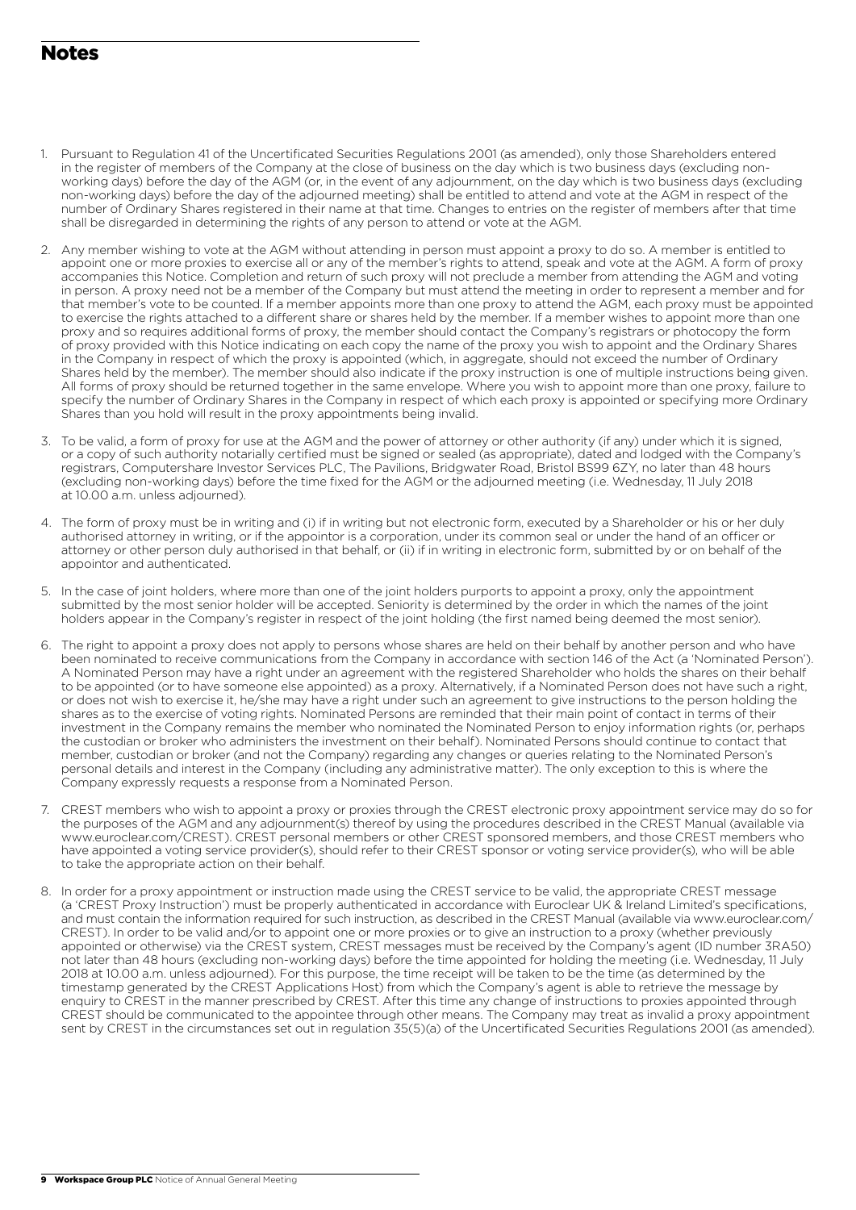# Notes

1. Pursuant to Regulation 41 of the Uncertificated Securities Regulations 2001 (as amended), only those Shareholders entered in the register of members of the Company at the close of business on the day which is two business days (excluding non-working days) before the day of the AGM (or, in the event of any adjournment, on the day which is two business days (excluding non-working days) before the day of the adjourned meeting) shall be entitled to attend and vote at the AGM in respect of the number of Ordinary Shares registered in their name at that time. Changes to entries on the register of members after that time shall be disregarded in determining the rights of any person to attend or vote at the AGM.

2. Any member wishing to vote at the AGM without attending in person must appoint a proxy to do so. A member is entitled to appoint one or more proxies to exercise all or any of the member's rights to attend, speak and vote at the AGM. A form of proxy accompanies this Notice. Completion and return of such proxy will not preclude a member from attending the AGM and voting in person. A proxy need not be a member of the Company but must attend the meeting in order to represent a member and for that member's vote to be counted. If a member appoints more than one proxy to attend the AGM, each proxy must be appointed to exercise the rights attached to a different share or shares held by the member. If a member wishes to appoint more than one proxy and so requires additional forms of proxy, the member should contact the Company's registrars or photocopy the form of proxy provided with this Notice indicating on each copy the name of the proxy you wish to appoint and the Ordinary Shares in the Company in respect of which the proxy is appointed (which, in aggregate, should not exceed the number of Ordinary Shares held by the member). The member should also indicate if the proxy instruction is one of multiple instructions being given. All forms of proxy should be returned together in the same envelope. Where you wish to appoint more than one proxy, failure to specify the number of Ordinary Shares in the Company in respect of which each proxy is appointed or specifying more Ordinary Shares than you hold will result in the proxy appointments being invalid.

3. To be valid, a form of proxy for use at the AGM and the power of attorney or other authority (if any) under which it is signed, or a copy of such authority notarially certified must be signed or sealed (as appropriate), dated and lodged with the Company's registrars, Computershare Investor Services PLC, The Pavilions, Bridgwater Road, Bristol BS99 6ZY, no later than 48 hours (excluding non-working days) before the time fixed for the AGM or the adjourned meeting (i.e. Wednesday, 11 July 2018 at 10.00 a.m. unless adjourned).

4. The form of proxy must be in writing and (i) if in writing but not electronic form, executed by a Shareholder or his or her duly authorised attorney in writing, or if the appointor is a corporation, under its common seal or under the hand of an officer or attorney or other person duly authorised in that behalf, or (ii) if in writing in electronic form, submitted by or on behalf of the appointor and authenticated.

5. In the case of joint holders, where more than one of the joint holders purports to appoint a proxy, only the appointment submitted by the most senior holder will be accepted. Seniority is determined by the order in which the names of the joint holders appear in the Company's register in respect of the joint holding (the first named being deemed the most senior).

6. The right to appoint a proxy does not apply to persons whose shares are held on their behalf by another person and who have been nominated to receive communications from the Company in accordance with section 146 of the Act (a 'Nominated Person'). A Nominated Person may have a right under an agreement with the registered Shareholder who holds the shares on their behalf to be appointed (or to have someone else appointed) as a proxy. Alternatively, if a Nominated Person does not have such a right, or does not wish to exercise it, he/she may have a right under such an agreement to give instructions to the person holding the shares as to the exercise of voting rights. Nominated Persons are reminded that their main point of contact in terms of their investment in the Company remains the member who nominated the Nominated Person to enjoy information rights (or, perhaps the custodian or broker who administers the investment on their behalf). Nominated Persons should continue to contact that member, custodian or broker (and not the Company) regarding any changes or queries relating to the Nominated Person's personal details and interest in the Company (including any administrative matter). The only exception to this is where the Company expressly requests a response from a Nominated Person.

7. CREST members who wish to appoint a proxy or proxies through the CREST electronic proxy appointment service may do so for the purposes of the AGM and any adjournment(s) thereof by using the procedures described in the CREST Manual (available via www.euroclear.com/CREST). CREST personal members or other CREST sponsored members, and those CREST members who have appointed a voting service provider(s), should refer to their CREST sponsor or voting service provider(s), who will be able to take the appropriate action on their behalf.

8. In order for a proxy appointment or instruction made using the CREST service to be valid, the appropriate CREST message (a 'CREST Proxy Instruction') must be properly authenticated in accordance with Euroclear UK & Ireland Limited's specifications, and must contain the information required for such instruction, as described in the CREST Manual (available via www.euroclear.com/CREST). In order to be valid and/or to appoint one or more proxies or to give an instruction to a proxy (whether previously appointed or otherwise) via the CREST system, CREST messages must be received by the Company's agent (ID number 3RA50) not later than 48 hours (excluding non-working days) before the time appointed for holding the meeting (i.e. Wednesday, 11 July 2018 at 10.00 a.m. unless adjourned). For this purpose, the time receipt will be taken to be the time (as determined by the timestamp generated by the CREST Applications Host) from which the Company's agent is able to retrieve the message by enquiry to CREST in the manner prescribed by CREST. After this time any change of instructions to proxies appointed through CREST should be communicated to the appointee through other means. The Company may treat as invalid a proxy appointment sent by CREST in the circumstances set out in regulation 35(5)(a) of the Uncertificated Securities Regulations 2001 (as amended).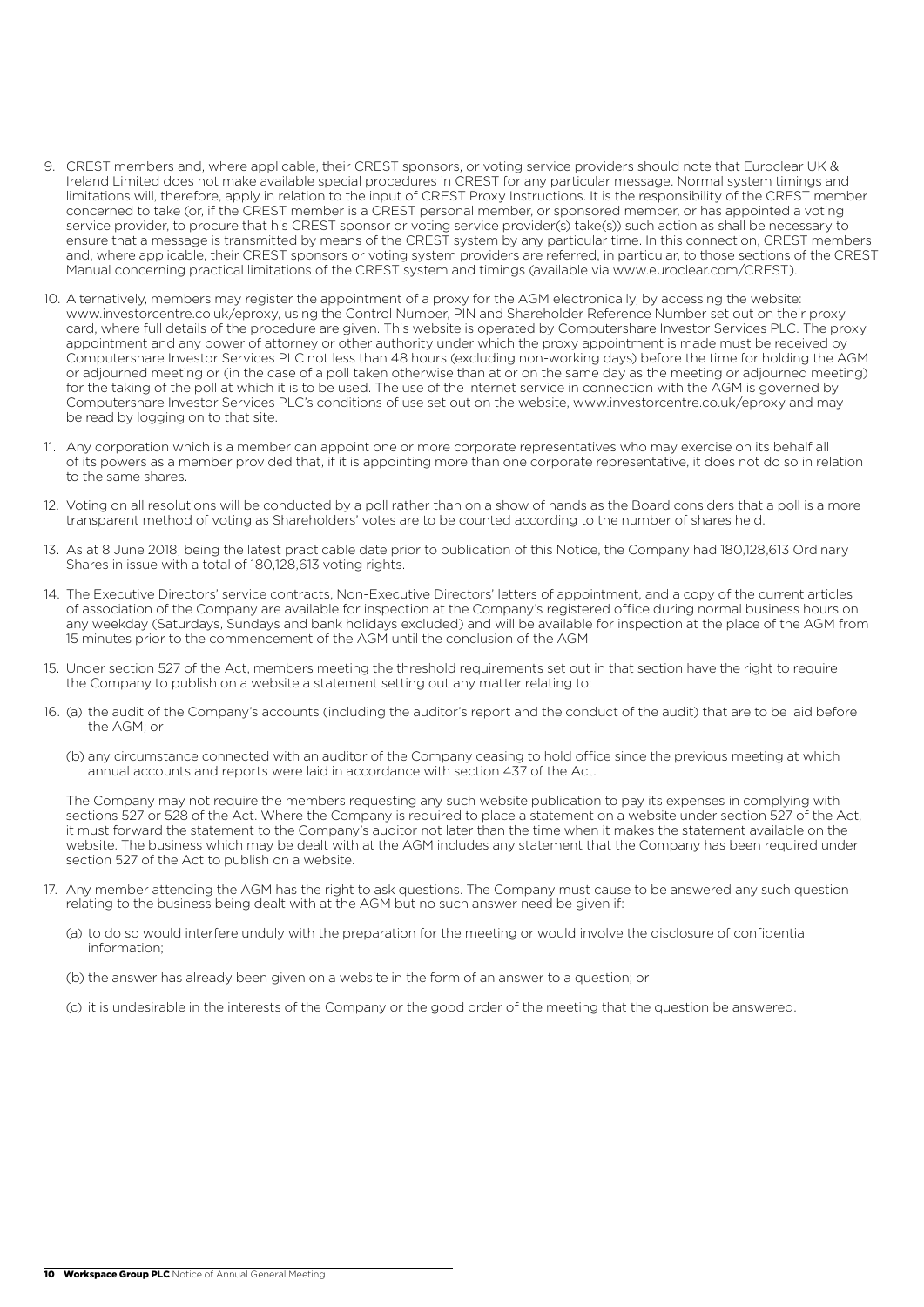9. CREST members and, where applicable, their CREST sponsors, or voting service providers should note that Euroclear UK & Ireland Limited does not make available special procedures in CREST for any particular message. Normal system timings and limitations will, therefore, apply in relation to the input of CREST Proxy Instructions. It is the responsibility of the CREST member concerned to take (or, if the CREST member is a CREST personal member, or sponsored member, or has appointed a voting service provider, to procure that his CREST sponsor or voting service provider(s) take(s)) such action as shall be necessary to ensure that a message is transmitted by means of the CREST system by any particular time. In this connection, CREST members and, where applicable, their CREST sponsors or voting system providers are referred, in particular, to those sections of the CREST Manual concerning practical limitations of the CREST system and timings (available via www.euroclear.com/CREST).

10. Alternatively, members may register the appointment of a proxy for the AGM electronically, by accessing the website: www.investorcentre.co.uk/eproxy, using the Control Number, PIN and Shareholder Reference Number set out on their proxy card, where full details of the procedure are given. This website is operated by Computershare Investor Services PLC. The proxy appointment and any power of attorney or other authority under which the proxy appointment is made must be received by Computershare Investor Services PLC not less than 48 hours (excluding non-working days) before the time for holding the AGM or adjourned meeting or (in the case of a poll taken otherwise than at or on the same day as the meeting or adjourned meeting) for the taking of the poll at which it is to be used. The use of the internet service in connection with the AGM is governed by Computershare Investor Services PLC's conditions of use set out on the website, www.investorcentre.co.uk/eproxy and may be read by logging on to that site.

11. Any corporation which is a member can appoint one or more corporate representatives who may exercise on its behalf all of its powers as a member provided that, if it is appointing more than one corporate representative, it does not do so in relation to the same shares.

12. Voting on all resolutions will be conducted by a poll rather than on a show of hands as the Board considers that a poll is a more transparent method of voting as Shareholders' votes are to be counted according to the number of shares held.

13. As at 8 June 2018, being the latest practicable date prior to publication of this Notice, the Company had 180,128,613 Ordinary Shares in issue with a total of 180,128,613 voting rights.

14. The Executive Directors' service contracts, Non-Executive Directors' letters of appointment, and a copy of the current articles of association of the Company are available for inspection at the Company's registered office during normal business hours on any weekday (Saturdays, Sundays and bank holidays excluded) and will be available for inspection at the place of the AGM from 15 minutes prior to the commencement of the AGM until the conclusion of the AGM.

15. Under section 527 of the Act, members meeting the threshold requirements set out in that section have the right to require the Company to publish on a website a statement setting out any matter relating to:

16. (a) the audit of the Company's accounts (including the auditor's report and the conduct of the audit) that are to be laid before the AGM; or

    (b) any circumstance connected with an auditor of the Company ceasing to hold office since the previous meeting at which annual accounts and reports were laid in accordance with section 437 of the Act.

    The Company may not require the members requesting any such website publication to pay its expenses in complying with sections 527 or 528 of the Act. Where the Company is required to place a statement on a website under section 527 of the Act, it must forward the statement to the Company's auditor not later than the time when it makes the statement available on the website. The business which may be dealt with at the AGM includes any statement that the Company has been required under section 527 of the Act to publish on a website.

17. Any member attending the AGM has the right to ask questions. The Company must cause to be answered any such question relating to the business being dealt with at the AGM but no such answer need be given if:

    (a) to do so would interfere unduly with the preparation for the meeting or would involve the disclosure of confidential information;

    (b) the answer has already been given on a website in the form of an answer to a question; or

    (c) it is undesirable in the interests of the Company or the good order of the meeting that the question be answered.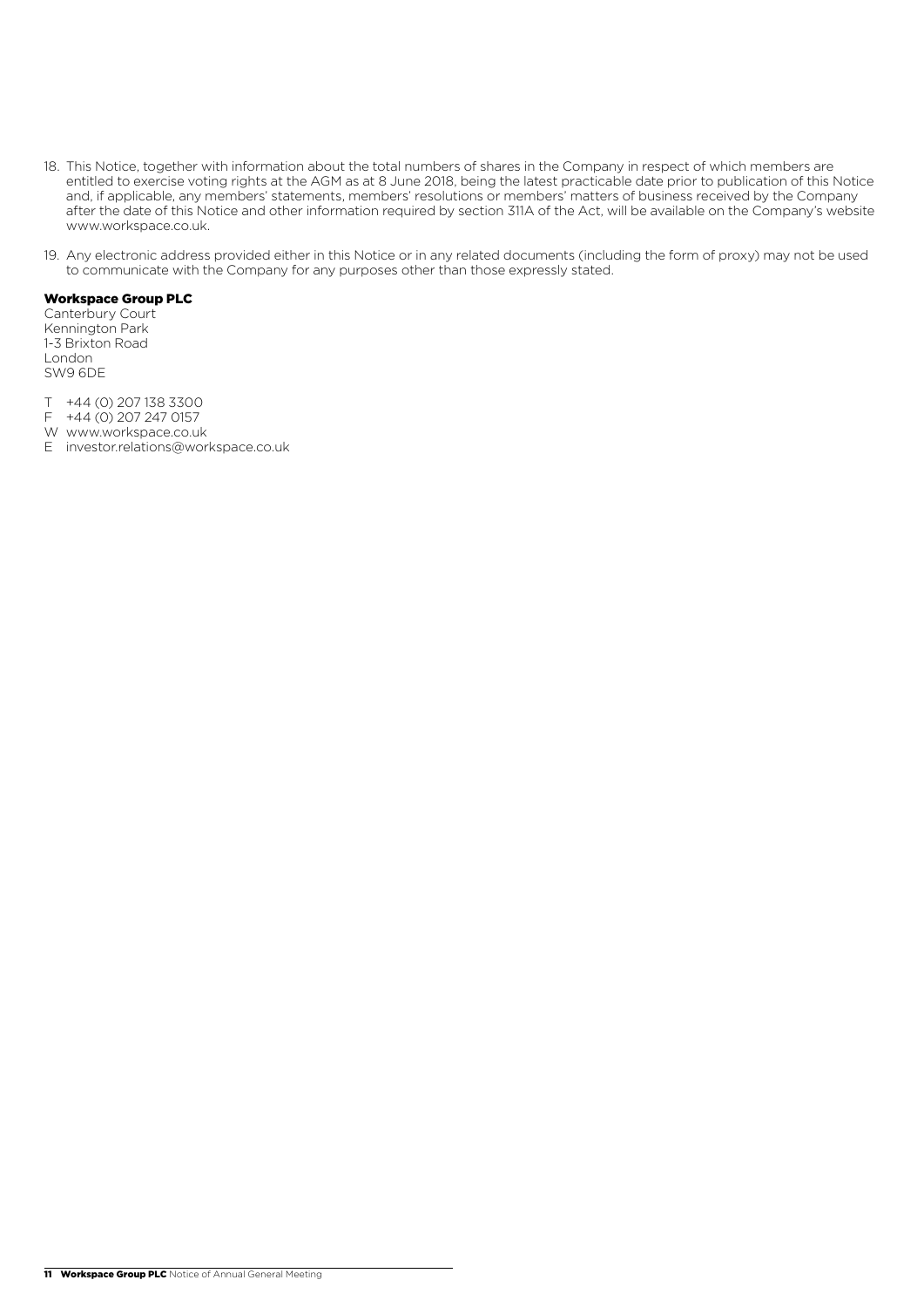18. This Notice, together with information about the total numbers of shares in the Company in respect of which members are entitled to exercise voting rights at the AGM as at 8 June 2018, being the latest practicable date prior to publication of this Notice and, if applicable, any members' statements, members' resolutions or members' matters of business received by the Company after the date of this Notice and other information required by section 311A of the Act, will be available on the Company's website www.workspace.co.uk.

19. Any electronic address provided either in this Notice or in any related documents (including the form of proxy) may not be used to communicate with the Company for any purposes other than those expressly stated.

**Workspace Group PLC**
Canterbury Court
Kennington Park
1-3 Brixton Road
London
SW9 6DE

T +44 (0) 207 138 3300
F +44 (0) 207 247 0157
W www.workspace.co.uk
E investor.relations@workspace.co.uk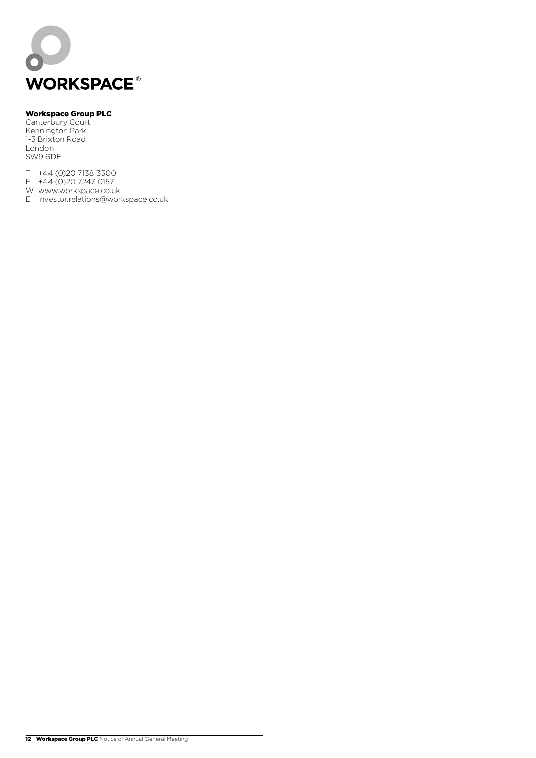WORKSPACE®

**Workspace Group PLC**
Canterbury Court
Kennington Park
1-3 Brixton Road
London
SW9 6DE

T +44 (0)20 7138 3300
F +44 (0)20 7247 0157
W www.workspace.co.uk
E investor.relations@workspace.co.uk